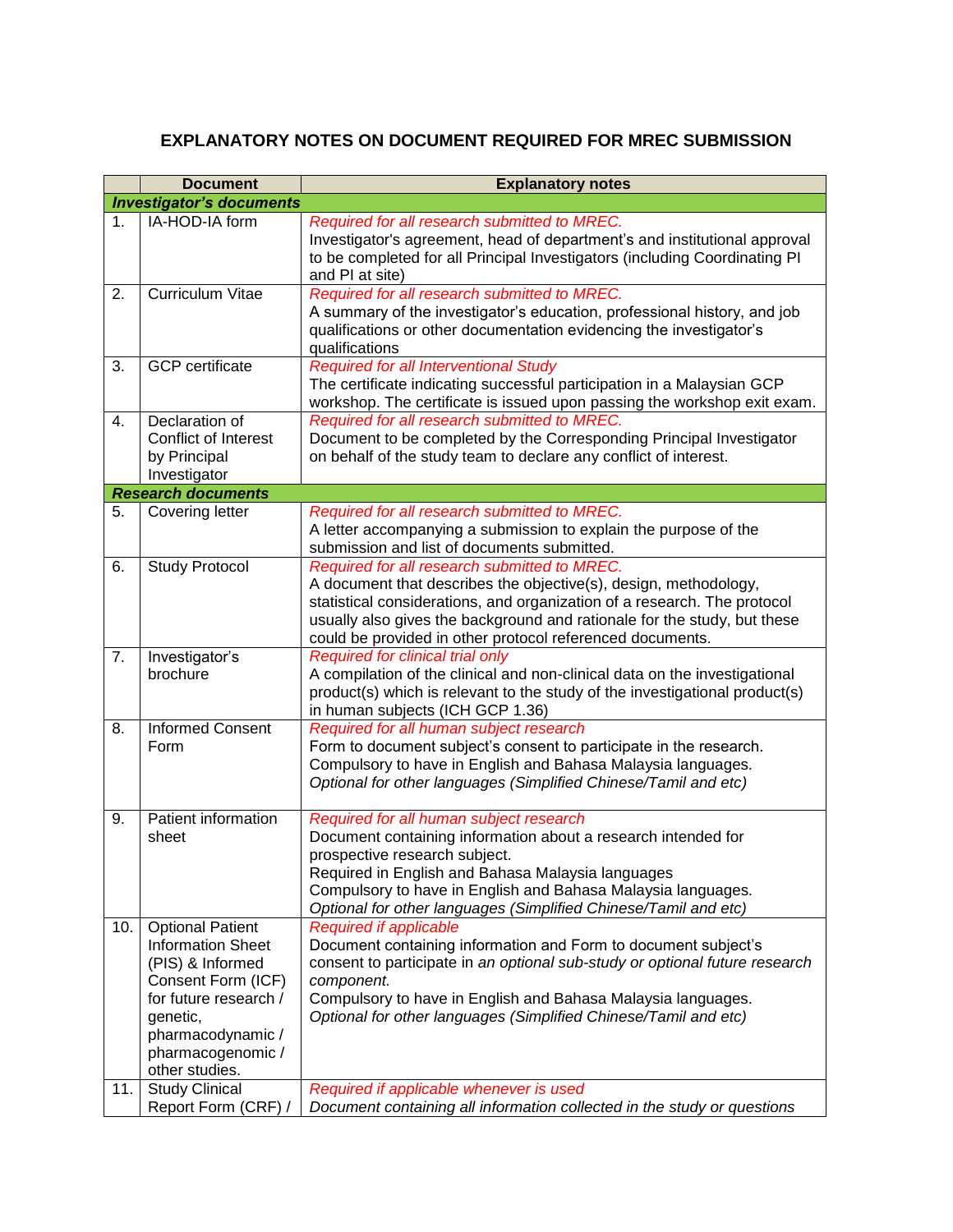## EXPLANATORY NOTES ON DOCUMENT REQUIRED FOR MREC SUBMISSION

| | Document | Explanatory notes |
|---|---|---|
| ***Investigator's documents*** | | |
| 1. | IA-HOD-IA form | *Required for all research submitted to MREC.*<br>Investigator's agreement, head of department's and institutional approval to be completed for all Principal Investigators (including Coordinating PI and PI at site) |
| 2. | Curriculum Vitae | *Required for all research submitted to MREC.*<br>A summary of the investigator's education, professional history, and job qualifications or other documentation evidencing the investigator's qualifications |
| 3. | GCP certificate | *Required for all Interventional Study*<br>The certificate indicating successful participation in a Malaysian GCP workshop. The certificate is issued upon passing the workshop exit exam. |
| 4. | Declaration of Conflict of Interest by Principal Investigator | *Required for all research submitted to MREC.*<br>Document to be completed by the Corresponding Principal Investigator on behalf of the study team to declare any conflict of interest. |
| ***Research documents*** | | |
| 5. | Covering letter | *Required for all research submitted to MREC.*<br>A letter accompanying a submission to explain the purpose of the submission and list of documents submitted. |
| 6. | Study Protocol | *Required for all research submitted to MREC.*<br>A document that describes the objective(s), design, methodology, statistical considerations, and organization of a research. The protocol usually also gives the background and rationale for the study, but these could be provided in other protocol referenced documents. |
| 7. | Investigator's brochure | *Required for clinical trial only*<br>A compilation of the clinical and non-clinical data on the investigational product(s) which is relevant to the study of the investigational product(s) in human subjects (ICH GCP 1.36) |
| 8. | Informed Consent Form | *Required for all human subject research*<br>Form to document subject's consent to participate in the research.<br>Compulsory to have in English and Bahasa Malaysia languages.<br>*Optional for other languages (Simplified Chinese/Tamil and etc)* |
| 9. | Patient information sheet | *Required for all human subject research*<br>Document containing information about a research intended for prospective research subject.<br>Required in English and Bahasa Malaysia languages<br>Compulsory to have in English and Bahasa Malaysia languages.<br>*Optional for other languages (Simplified Chinese/Tamil and etc)* |
| 10. | Optional Patient Information Sheet (PIS) & Informed Consent Form (ICF) for future research / genetic, pharmacodynamic / pharmacogenomic / other studies. | *Required if applicable*<br>Document containing information and Form to document subject's consent to participate in *an optional sub-study or optional future research component.*<br>Compulsory to have in English and Bahasa Malaysia languages.<br>*Optional for other languages (Simplified Chinese/Tamil and etc)* |
| 11. | Study Clinical Report Form (CRF) / | *Required if applicable whenever is used*<br>*Document containing all information collected in the study or questions* |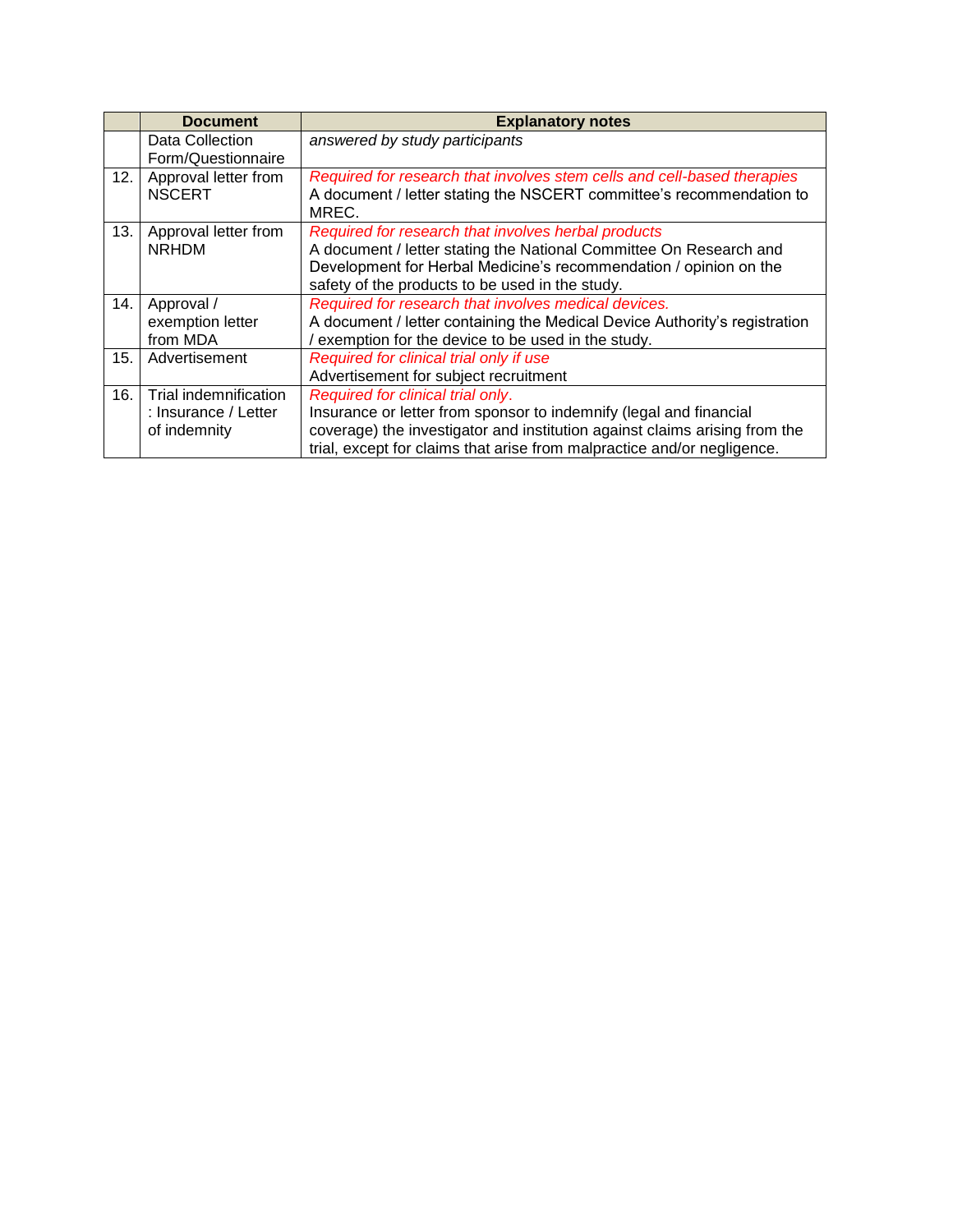| | Document | Explanatory notes |
|---|---|---|
| | Data Collection Form/Questionnaire | *answered by study participants* |
| 12. | Approval letter from NSCERT | *Required for research that involves stem cells and cell-based therapies* A document / letter stating the NSCERT committee's recommendation to MREC. |
| 13. | Approval letter from NRHDM | *Required for research that involves herbal products* A document / letter stating the National Committee On Research and Development for Herbal Medicine's recommendation / opinion on the safety of the products to be used in the study. |
| 14. | Approval / exemption letter from MDA | *Required for research that involves medical devices.* A document / letter containing the Medical Device Authority's registration / exemption for the device to be used in the study. |
| 15. | Advertisement | *Required for clinical trial only if use* Advertisement for subject recruitment |
| 16. | Trial indemnification : Insurance / Letter of indemnity | *Required for clinical trial only*. Insurance or letter from sponsor to indemnify (legal and financial coverage) the investigator and institution against claims arising from the trial, except for claims that arise from malpractice and/or negligence. |